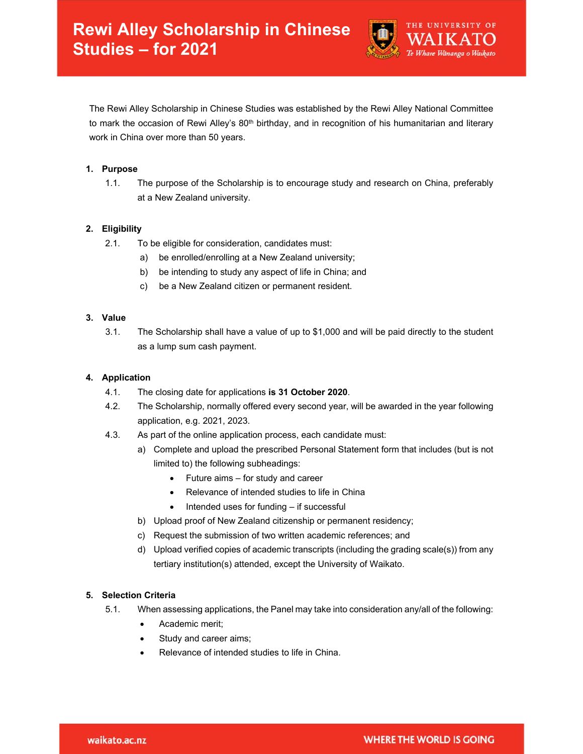# Rewi Alley Scholarship in Chinese Studies – for 2021

The Rewi Alley Scholarship in Chinese Studies was established by the Rewi Alley National Committee to mark the occasion of Rewi Alley's 80th birthday, and in recognition of his humanitarian and literary work in China over more than 50 years.

## 1. Purpose

1.1. The purpose of the Scholarship is to encourage study and research on China, preferably at a New Zealand university.

## 2. Eligibility

2.1. To be eligible for consideration, candidates must:

- a) be enrolled/enrolling at a New Zealand university;
- b) be intending to study any aspect of life in China; and
- c) be a New Zealand citizen or permanent resident.

## 3. Value

3.1. The Scholarship shall have a value of up to $1,000 and will be paid directly to the student as a lump sum cash payment.

## 4. Application

4.1. The closing date for applications **is 31 October 2020**.

4.2. The Scholarship, normally offered every second year, will be awarded in the year following application, e.g. 2021, 2023.

4.3. As part of the online application process, each candidate must:

- a) Complete and upload the prescribed Personal Statement form that includes (but is not limited to) the following subheadings:
  - Future aims – for study and career
  - Relevance of intended studies to life in China
  - Intended uses for funding – if successful
- b) Upload proof of New Zealand citizenship or permanent residency;
- c) Request the submission of two written academic references; and
- d) Upload verified copies of academic transcripts (including the grading scale(s)) from any tertiary institution(s) attended, except the University of Waikato.

## 5. Selection Criteria

5.1. When assessing applications, the Panel may take into consideration any/all of the following:

- Academic merit;
- Study and career aims;
- Relevance of intended studies to life in China.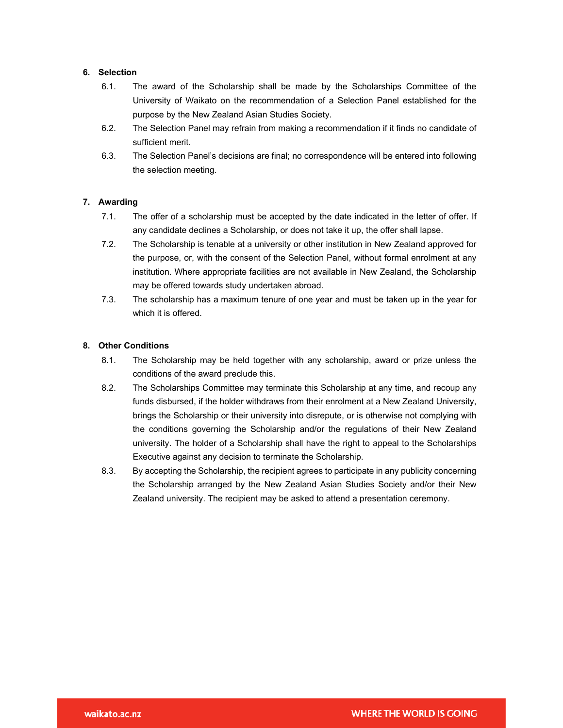6. **Selection**

6.1. The award of the Scholarship shall be made by the Scholarships Committee of the University of Waikato on the recommendation of a Selection Panel established for the purpose by the New Zealand Asian Studies Society.

6.2. The Selection Panel may refrain from making a recommendation if it finds no candidate of sufficient merit.

6.3. The Selection Panel's decisions are final; no correspondence will be entered into following the selection meeting.

7. **Awarding**

7.1. The offer of a scholarship must be accepted by the date indicated in the letter of offer. If any candidate declines a Scholarship, or does not take it up, the offer shall lapse.

7.2. The Scholarship is tenable at a university or other institution in New Zealand approved for the purpose, or, with the consent of the Selection Panel, without formal enrolment at any institution. Where appropriate facilities are not available in New Zealand, the Scholarship may be offered towards study undertaken abroad.

7.3. The scholarship has a maximum tenure of one year and must be taken up in the year for which it is offered.

8. **Other Conditions**

8.1. The Scholarship may be held together with any scholarship, award or prize unless the conditions of the award preclude this.

8.2. The Scholarships Committee may terminate this Scholarship at any time, and recoup any funds disbursed, if the holder withdraws from their enrolment at a New Zealand University, brings the Scholarship or their university into disrepute, or is otherwise not complying with the conditions governing the Scholarship and/or the regulations of their New Zealand university. The holder of a Scholarship shall have the right to appeal to the Scholarships Executive against any decision to terminate the Scholarship.

8.3. By accepting the Scholarship, the recipient agrees to participate in any publicity concerning the Scholarship arranged by the New Zealand Asian Studies Society and/or their New Zealand university. The recipient may be asked to attend a presentation ceremony.